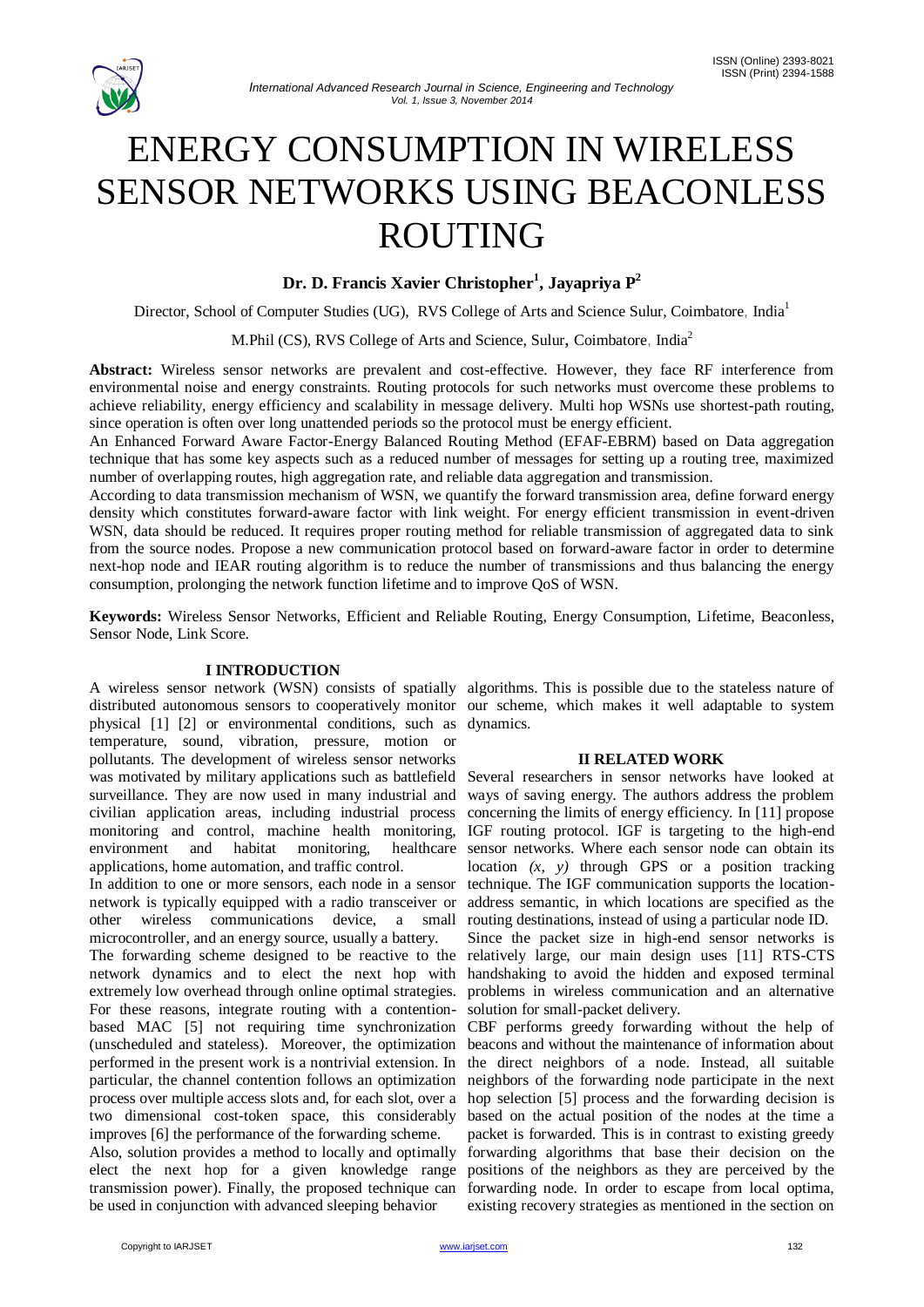# ENERGY CONSUMPTION IN WIRELESS SENSOR NETWORKS USING BEACONLESS ROUTING

**Dr. D. Francis Xavier Christopher[1], Jayapriya P[2]**

Director, School of Computer Studies (UG), RVS College of Arts and Science Sulur, Coimbatore, India[1]

M.Phil (CS), RVS College of Arts and Science, Sulur, Coimbatore, India[2]

**Abstract:** Wireless sensor networks are prevalent and cost-effective. However, they face RF interference from environmental noise and energy constraints. Routing protocols for such networks must overcome these problems to achieve reliability, energy efficiency and scalability in message delivery. Multi hop WSNs use shortest-path routing, since operation is often over long unattended periods so the protocol must be energy efficient.

An Enhanced Forward Aware Factor-Energy Balanced Routing Method (EFAF-EBRM) based on Data aggregation technique that has some key aspects such as a reduced number of messages for setting up a routing tree, maximized number of overlapping routes, high aggregation rate, and reliable data aggregation and transmission.

According to data transmission mechanism of WSN, we quantify the forward transmission area, define forward energy density which constitutes forward-aware factor with link weight. For energy efficient transmission in event-driven WSN, data should be reduced. It requires proper routing method for reliable transmission of aggregated data to sink from the source nodes. Propose a new communication protocol based on forward-aware factor in order to determine next-hop node and IEAR routing algorithm is to reduce the number of transmissions and thus balancing the energy consumption, prolonging the network function lifetime and to improve QoS of WSN.

**Keywords:** Wireless Sensor Networks, Efficient and Reliable Routing, Energy Consumption, Lifetime, Beaconless, Sensor Node, Link Score.

## I INTRODUCTION

A wireless sensor network (WSN) consists of spatially distributed autonomous sensors to cooperatively monitor physical [1] [2] or environmental conditions, such as temperature, sound, vibration, pressure, motion or pollutants. The development of wireless sensor networks was motivated by military applications such as battlefield surveillance. They are now used in many industrial and civilian application areas, including industrial process monitoring and control, machine health monitoring, environment and habitat monitoring, healthcare applications, home automation, and traffic control.

In addition to one or more sensors, each node in a sensor network is typically equipped with a radio transceiver or other wireless communications device, a small microcontroller, and an energy source, usually a battery.

The forwarding scheme designed to be reactive to the network dynamics and to elect the next hop with extremely low overhead through online optimal strategies. For these reasons, integrate routing with a contention-based MAC [5] not requiring time synchronization (unscheduled and stateless). Moreover, the optimization performed in the present work is a nontrivial extension. In particular, the channel contention follows an optimization process over multiple access slots and, for each slot, over a two dimensional cost-token space, this considerably improves [6] the performance of the forwarding scheme.

Also, solution provides a method to locally and optimally elect the next hop for a given knowledge range transmission power). Finally, the proposed technique can be used in conjunction with advanced sleeping behavior algorithms. This is possible due to the stateless nature of our scheme, which makes it well adaptable to system dynamics.

## II RELATED WORK

Several researchers in sensor networks have looked at ways of saving energy. The authors address the problem concerning the limits of energy efficiency. In [11] propose IGF routing protocol. IGF is targeting to the high-end sensor networks. Where each sensor node can obtain its location *(x, y)* through GPS or a position tracking technique. The IGF communication supports the location-address semantic, in which locations are specified as the routing destinations, instead of using a particular node ID.

Since the packet size in high-end sensor networks is relatively large, our main design uses [11] RTS-CTS handshaking to avoid the hidden and exposed terminal problems in wireless communication and an alternative solution for small-packet delivery.

CBF performs greedy forwarding without the help of beacons and without the maintenance of information about the direct neighbors of a node. Instead, all suitable neighbors of the forwarding node participate in the next hop selection [5] process and the forwarding decision is based on the actual position of the nodes at the time a packet is forwarded. This is in contrast to existing greedy forwarding algorithms that base their decision on the positions of the neighbors as they are perceived by the forwarding node. In order to escape from local optima, existing recovery strategies as mentioned in the section on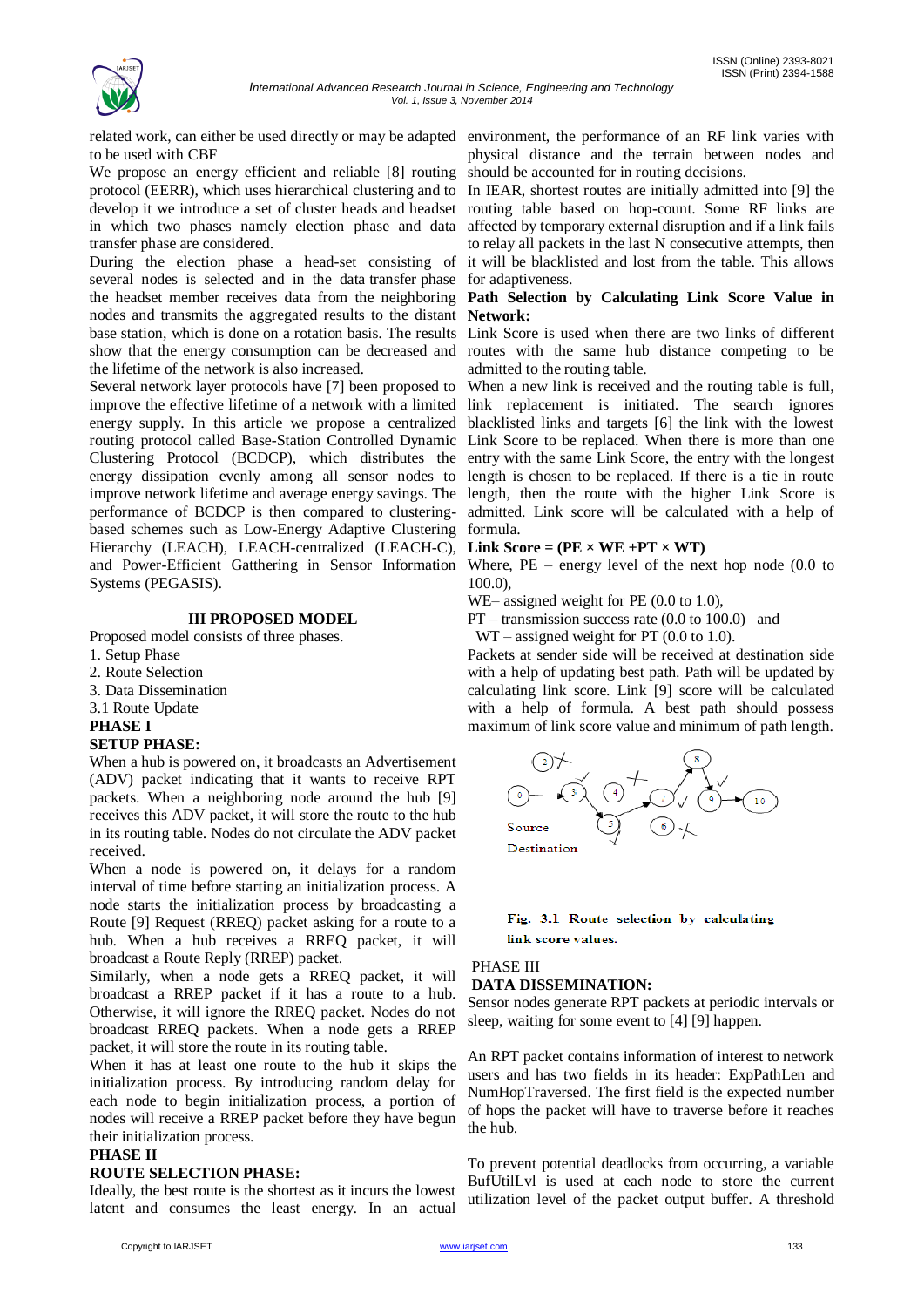related work, can either be used directly or may be adapted to be used with CBF

We propose an energy efficient and reliable [8] routing protocol (EERR), which uses hierarchical clustering and to develop it we introduce a set of cluster heads and headset in which two phases namely election phase and data transfer phase are considered.

During the election phase a head-set consisting of several nodes is selected and in the data transfer phase the headset member receives data from the neighboring nodes and transmits the aggregated results to the distant base station, which is done on a rotation basis. The results show that the energy consumption can be decreased and the lifetime of the network is also increased.

Several network layer protocols have [7] been proposed to improve the effective lifetime of a network with a limited energy supply. In this article we propose a centralized routing protocol called Base-Station Controlled Dynamic Clustering Protocol (BCDCP), which distributes the energy dissipation evenly among all sensor nodes to improve network lifetime and average energy savings. The performance of BCDCP is then compared to clustering-based schemes such as Low-Energy Adaptive Clustering Hierarchy (LEACH), LEACH-centralized (LEACH-C), and Power-Efficient Gatthering in Sensor Information Systems (PEGASIS).

## III PROPOSED MODEL

Proposed model consists of three phases.

1. Setup Phase
2. Route Selection
3. Data Dissemination

3.1 Route Update

**PHASE I**

**SETUP PHASE:**

When a hub is powered on, it broadcasts an Advertisement (ADV) packet indicating that it wants to receive RPT packets. When a neighboring node around the hub [9] receives this ADV packet, it will store the route to the hub in its routing table. Nodes do not circulate the ADV packet received.

When a node is powered on, it delays for a random interval of time before starting an initialization process. A node starts the initialization process by broadcasting a Route [9] Request (RREQ) packet asking for a route to a hub. When a hub receives a RREQ packet, it will broadcast a Route Reply (RREP) packet.

Similarly, when a node gets a RREQ packet, it will broadcast a RREP packet if it has a route to a hub. Otherwise, it will ignore the RREQ packet. Nodes do not broadcast RREQ packets. When a node gets a RREP packet, it will store the route in its routing table.

When it has at least one route to the hub it skips the initialization process. By introducing random delay for each node to begin initialization process, a portion of nodes will receive a RREP packet before they have begun their initialization process.

**PHASE II**

**ROUTE SELECTION PHASE:**

Ideally, the best route is the shortest as it incurs the lowest latent and consumes the least energy. In an actual environment, the performance of an RF link varies with physical distance and the terrain between nodes and should be accounted for in routing decisions.

In IEAR, shortest routes are initially admitted into [9] the routing table based on hop-count. Some RF links are affected by temporary external disruption and if a link fails to relay all packets in the last N consecutive attempts, then it will be blacklisted and lost from the table. This allows for adaptiveness.

**Path Selection by Calculating Link Score Value in Network:**

Link Score is used when there are two links of different routes with the same hub distance competing to be admitted to the routing table.

When a new link is received and the routing table is full, link replacement is initiated. The search ignores blacklisted links and targets [6] the link with the lowest Link Score to be replaced. When there is more than one entry with the same Link Score, the entry with the longest length is chosen to be replaced. If there is a tie in route length, then the route with the higher Link Score is admitted. Link score will be calculated with a help of formula.

**Link Score = (PE × WE +PT × WT)**

Where, PE – energy level of the next hop node (0.0 to 100.0),

WE– assigned weight for PE (0.0 to 1.0),

PT – transmission success rate (0.0 to 100.0) and

WT – assigned weight for PT (0.0 to 1.0).

Packets at sender side will be received at destination side with a help of updating best path. Path will be updated by calculating link score. Link [9] score will be calculated with a help of formula. A best path should possess maximum of link score value and minimum of path length.

**Fig. 3.1 Route selection by calculating link score values.**

PHASE III

**DATA DISSEMINATION:**

Sensor nodes generate RPT packets at periodic intervals or sleep, waiting for some event to [4] [9] happen.

An RPT packet contains information of interest to network users and has two fields in its header: ExpPathLen and NumHopTraversed. The first field is the expected number of hops the packet will have to traverse before it reaches the hub.

To prevent potential deadlocks from occurring, a variable BufUtilLvl is used at each node to store the current utilization level of the packet output buffer. A threshold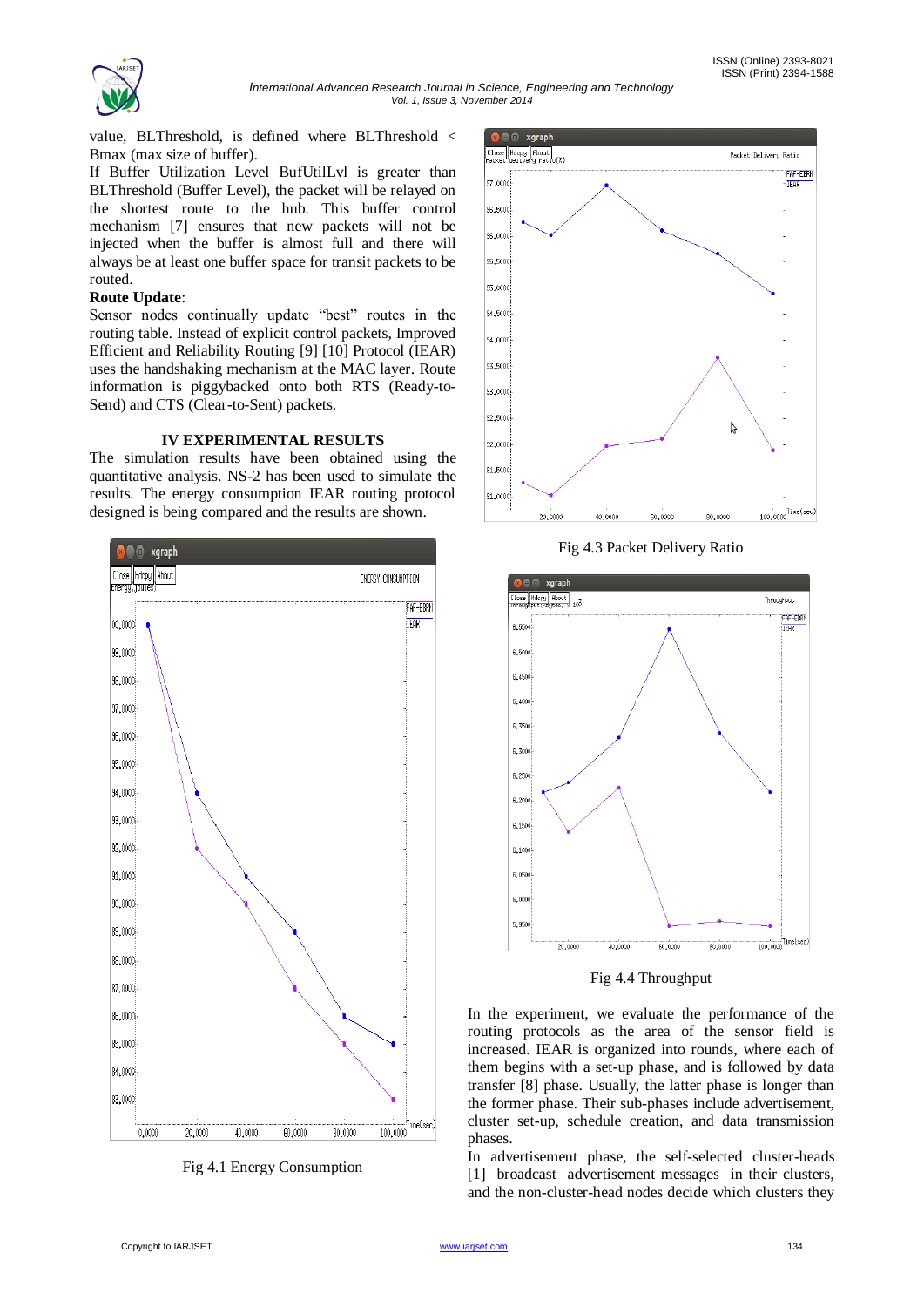value, BLThreshold, is defined where BLThreshold < Bmax (max size of buffer).

If Buffer Utilization Level BufUtilLvl is greater than BLThreshold (Buffer Level), the packet will be relayed on the shortest route to the hub. This buffer control mechanism [7] ensures that new packets will not be injected when the buffer is almost full and there will always be at least one buffer space for transit packets to be routed.

**Route Update**:

Sensor nodes continually update "best" routes in the routing table. Instead of explicit control packets, Improved Efficient and Reliability Routing [9] [10] Protocol (IEAR) uses the handshaking mechanism at the MAC layer. Route information is piggybacked onto both RTS (Ready-to-Send) and CTS (Clear-to-Sent) packets.

## IV EXPERIMENTAL RESULTS

The simulation results have been obtained using the quantitative analysis. NS-2 has been used to simulate the results. The energy consumption IEAR routing protocol designed is being compared and the results are shown.

Fig 4.1 Energy Consumption

Fig 4.3 Packet Delivery Ratio

Fig 4.4 Throughput

In the experiment, we evaluate the performance of the routing protocols as the area of the sensor field is increased. IEAR is organized into rounds, where each of them begins with a set-up phase, and is followed by data transfer [8] phase. Usually, the latter phase is longer than the former phase. Their sub-phases include advertisement, cluster set-up, schedule creation, and data transmission phases.

In advertisement phase, the self-selected cluster-heads [1] broadcast advertisement messages in their clusters, and the non-cluster-head nodes decide which clusters they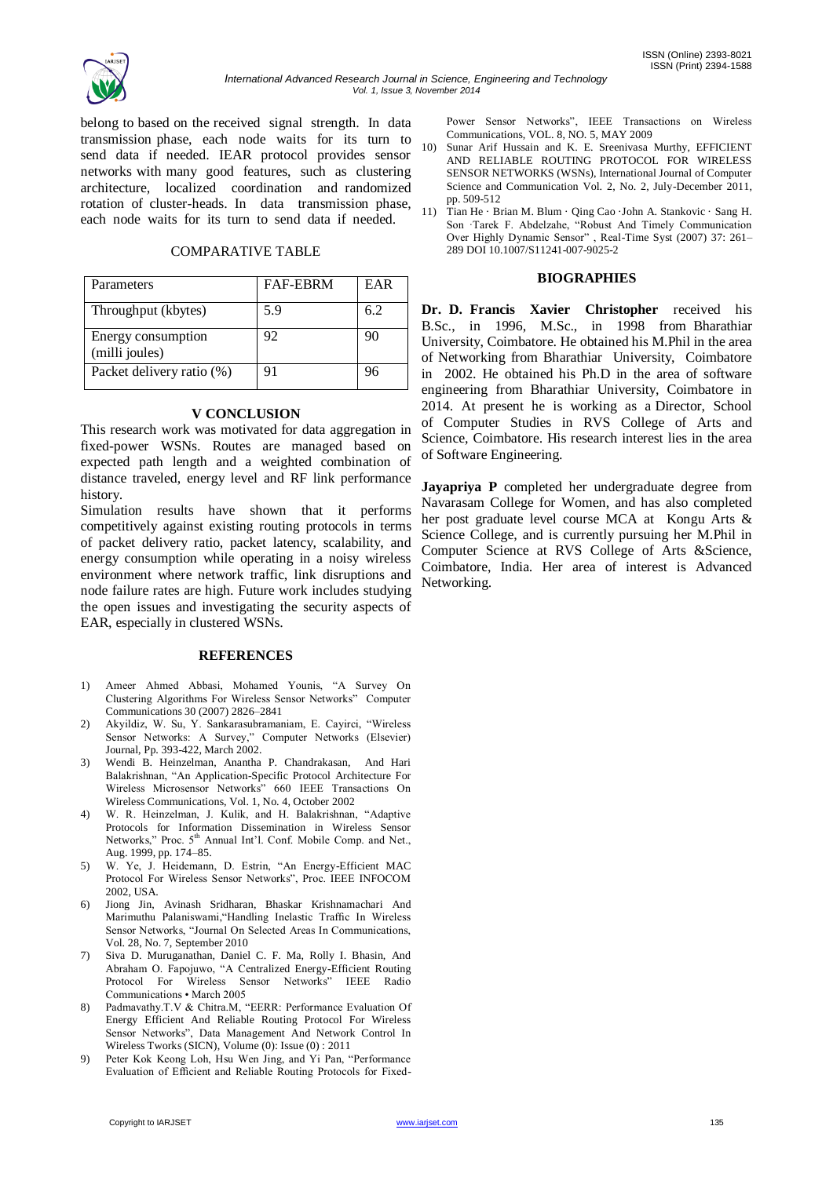belong to based on the received signal strength. In data transmission phase, each node waits for its turn to send data if needed. IEAR protocol provides sensor networks with many good features, such as clustering architecture, localized coordination and randomized rotation of cluster-heads. In data transmission phase, each node waits for its turn to send data if needed.

COMPARATIVE TABLE

| Parameters | FAF-EBRM | EAR |
|---|---|---|
| Throughput (kbytes) | 5.9 | 6.2 |
| Energy consumption (milli joules) | 92 | 90 |
| Packet delivery ratio (%) | 91 | 96 |

## V CONCLUSION

This research work was motivated for data aggregation in fixed-power WSNs. Routes are managed based on expected path length and a weighted combination of distance traveled, energy level and RF link performance history.

Simulation results have shown that it performs competitively against existing routing protocols in terms of packet delivery ratio, packet latency, scalability, and energy consumption while operating in a noisy wireless environment where network traffic, link disruptions and node failure rates are high. Future work includes studying the open issues and investigating the security aspects of EAR, especially in clustered WSNs.

## REFERENCES

1) Ameer Ahmed Abbasi, Mohamed Younis, "A Survey On Clustering Algorithms For Wireless Sensor Networks" Computer Communications 30 (2007) 2826–2841
2) Akyildiz, W. Su, Y. Sankarasubramaniam, E. Cayirci, "Wireless Sensor Networks: A Survey," Computer Networks (Elsevier) Journal, Pp. 393-422, March 2002.
3) Wendi B. Heinzelman, Anantha P. Chandrakasan, And Hari Balakrishnan, "An Application-Specific Protocol Architecture For Wireless Microsensor Networks" 660 IEEE Transactions On Wireless Communications, Vol. 1, No. 4, October 2002
4) W. R. Heinzelman, J. Kulik, and H. Balakrishnan, "Adaptive Protocols for Information Dissemination in Wireless Sensor Networks," Proc. 5th Annual Int'l. Conf. Mobile Comp. and Net., Aug. 1999, pp. 174–85.
5) W. Ye, J. Heidemann, D. Estrin, "An Energy-Efficient MAC Protocol For Wireless Sensor Networks", Proc. IEEE INFOCOM 2002, USA.
6) Jiong Jin, Avinash Sridharan, Bhaskar Krishnamachari And Marimuthu Palaniswami,"Handling Inelastic Traffic In Wireless Sensor Networks, "Journal On Selected Areas In Communications, Vol. 28, No. 7, September 2010
7) Siva D. Muruganathan, Daniel C. F. Ma, Rolly I. Bhasin, And Abraham O. Fapojuwo, "A Centralized Energy-Efficient Routing Protocol For Wireless Sensor Networks" IEEE Radio Communications • March 2005
8) Padmavathy.T.V & Chitra.M, "EERR: Performance Evaluation Of Energy Efficient And Reliable Routing Protocol For Wireless Sensor Networks", Data Management And Network Control In Wireless Tworks (SICN), Volume (0): Issue (0) : 2011
9) Peter Kok Keong Loh, Hsu Wen Jing, and Yi Pan, "Performance Evaluation of Efficient and Reliable Routing Protocols for Fixed-Power Sensor Networks", IEEE Transactions on Wireless Communications, VOL. 8, NO. 5, MAY 2009
10) Sunar Arif Hussain and K. E. Sreenivasa Murthy, EFFICIENT AND RELIABLE ROUTING PROTOCOL FOR WIRELESS SENSOR NETWORKS (WSNs), International Journal of Computer Science and Communication Vol. 2, No. 2, July-December 2011, pp. 509-512
11) Tian He · Brian M. Blum · Qing Cao ·John A. Stankovic · Sang H. Son ·Tarek F. Abdelzahe, "Robust And Timely Communication Over Highly Dynamic Sensor" , Real-Time Syst (2007) 37: 261–289 DOI 10.1007/S11241-007-9025-2

## BIOGRAPHIES

**Dr. D. Francis Xavier Christopher** received his B.Sc., in 1996, M.Sc., in 1998 from Bharathiar University, Coimbatore. He obtained his M.Phil in the area of Networking from Bharathiar University, Coimbatore in 2002. He obtained his Ph.D in the area of software engineering from Bharathiar University, Coimbatore in 2014. At present he is working as a Director, School of Computer Studies in RVS College of Arts and Science, Coimbatore. His research interest lies in the area of Software Engineering.

**Jayapriya P** completed her undergraduate degree from Navarasam College for Women, and has also completed her post graduate level course MCA at Kongu Arts & Science College, and is currently pursuing her M.Phil in Computer Science at RVS College of Arts &Science, Coimbatore, India. Her area of interest is Advanced Networking.